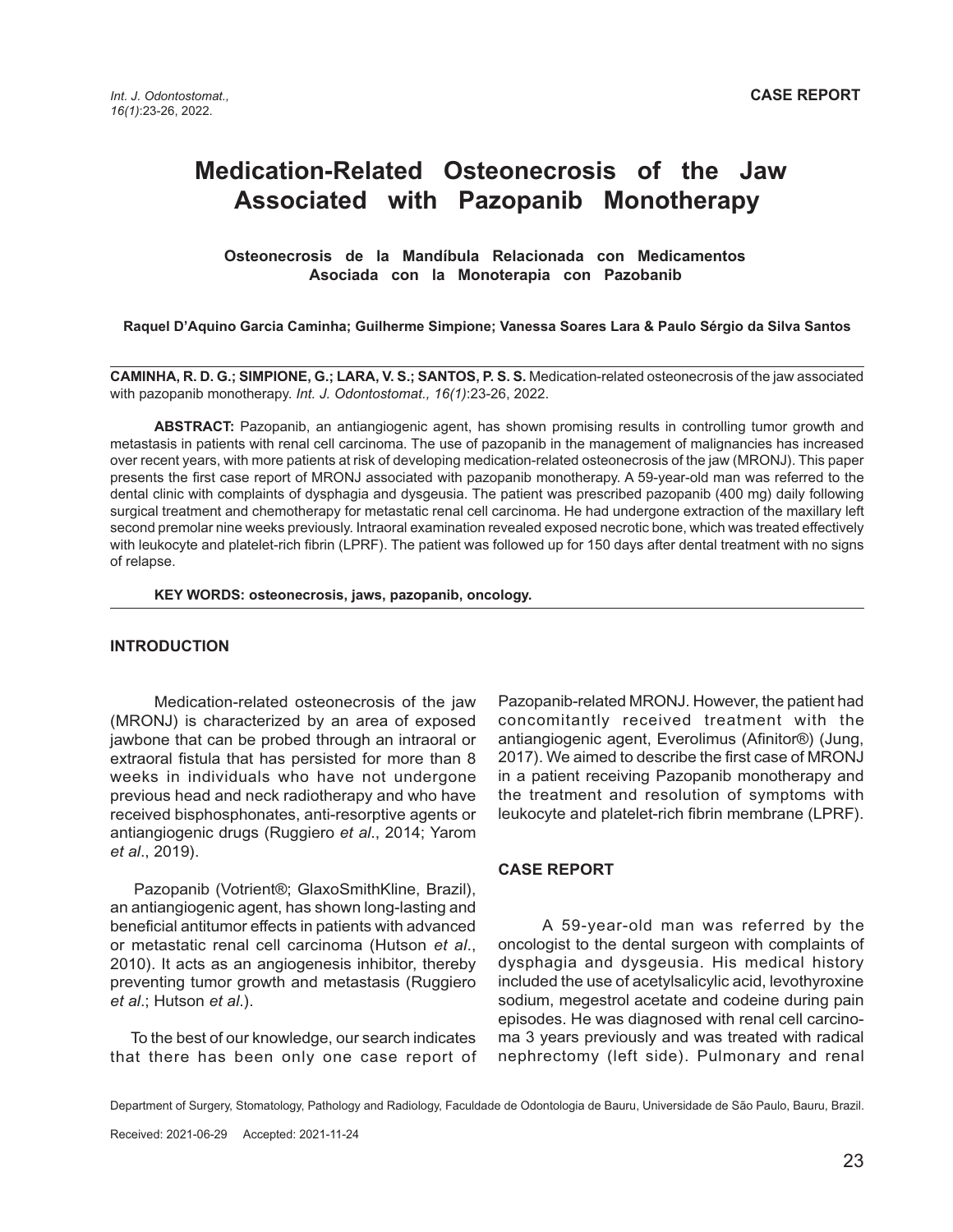CASE REPORT

# Medication-Related Osteonecrosis of the Jaw Associated with Pazopanib Monotherapy

### Osteonecrosis de la Mandíbula Relacionada con Medicamentos Asociada con la Monoterapia con Pazobanib

**Raquel D'Aquino Garcia Caminha; Guilherme Simpione; Vanessa Soares Lara & Paulo Sérgio da Silva Santos**

**CAMINHA, R. D. G.; SIMPIONE, G.; LARA, V. S.; SANTOS, P. S. S.** Medication-related osteonecrosis of the jaw associated with pazopanib monotherapy. *Int. J. Odontostomat., 16(1)*:23-26, 2022.

**ABSTRACT:** Pazopanib, an antiangiogenic agent, has shown promising results in controlling tumor growth and metastasis in patients with renal cell carcinoma. The use of pazopanib in the management of malignancies has increased over recent years, with more patients at risk of developing medication-related osteonecrosis of the jaw (MRONJ). This paper presents the first case report of MRONJ associated with pazopanib monotherapy. A 59-year-old man was referred to the dental clinic with complaints of dysphagia and dysgeusia. The patient was prescribed pazopanib (400 mg) daily following surgical treatment and chemotherapy for metastatic renal cell carcinoma. He had undergone extraction of the maxillary left second premolar nine weeks previously. Intraoral examination revealed exposed necrotic bone, which was treated effectively with leukocyte and platelet-rich fibrin (LPRF). The patient was followed up for 150 days after dental treatment with no signs of relapse.

**KEY WORDS: osteonecrosis, jaws, pazopanib, oncology.**

## INTRODUCTION

Medication-related osteonecrosis of the jaw (MRONJ) is characterized by an area of exposed jawbone that can be probed through an intraoral or extraoral fistula that has persisted for more than 8 weeks in individuals who have not undergone previous head and neck radiotherapy and who have received bisphosphonates, anti-resorptive agents or antiangiogenic drugs (Ruggiero *et al*., 2014; Yarom *et al*., 2019).

Pazopanib (Votrient®; GlaxoSmithKline, Brazil), an antiangiogenic agent, has shown long-lasting and beneficial antitumor effects in patients with advanced or metastatic renal cell carcinoma (Hutson *et al*., 2010). It acts as an angiogenesis inhibitor, thereby preventing tumor growth and metastasis (Ruggiero *et al*.; Hutson *et al*.).

To the best of our knowledge, our search indicates that there has been only one case report of Pazopanib-related MRONJ. However, the patient had concomitantly received treatment with the antiangiogenic agent, Everolimus (Afinitor®) (Jung, 2017). We aimed to describe the first case of MRONJ in a patient receiving Pazopanib monotherapy and the treatment and resolution of symptoms with leukocyte and platelet-rich fibrin membrane (LPRF).

## CASE REPORT

A 59-year-old man was referred by the oncologist to the dental surgeon with complaints of dysphagia and dysgeusia. His medical history included the use of acetylsalicylic acid, levothyroxine sodium, megestrol acetate and codeine during pain episodes. He was diagnosed with renal cell carcinoma 3 years previously and was treated with radical nephrectomy (left side). Pulmonary and renal

Department of Surgery, Stomatology, Pathology and Radiology, Faculdade de Odontologia de Bauru, Universidade de São Paulo, Bauru, Brazil.

Received: 2021-06-29 Accepted: 2021-11-24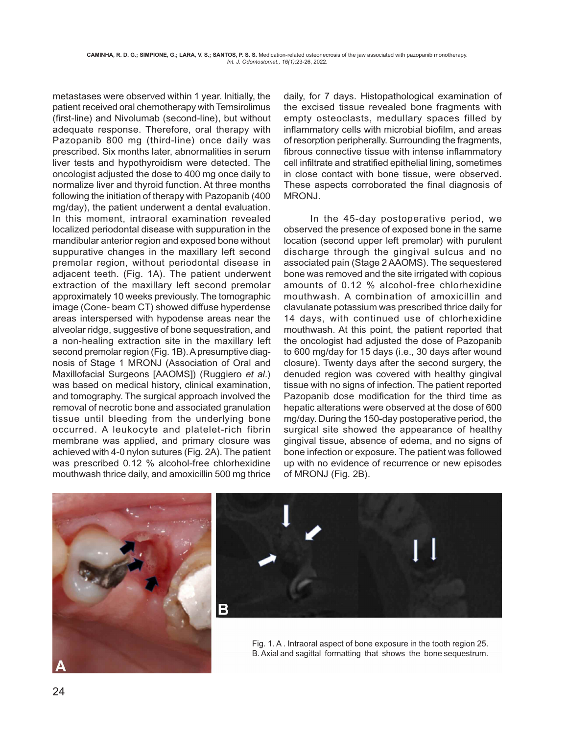metastases were observed within 1 year. Initially, the patient received oral chemotherapy with Temsirolimus (first-line) and Nivolumab (second-line), but without adequate response. Therefore, oral therapy with Pazopanib 800 mg (third-line) once daily was prescribed. Six months later, abnormalities in serum liver tests and hypothyroidism were detected. The oncologist adjusted the dose to 400 mg once daily to normalize liver and thyroid function. At three months following the initiation of therapy with Pazopanib (400 mg/day), the patient underwent a dental evaluation. In this moment, intraoral examination revealed localized periodontal disease with suppuration in the mandibular anterior region and exposed bone without suppurative changes in the maxillary left second premolar region, without periodontal disease in adjacent teeth. (Fig. 1A). The patient underwent extraction of the maxillary left second premolar approximately 10 weeks previously. The tomographic image (Cone- beam CT) showed diffuse hyperdense areas interspersed with hypodense areas near the alveolar ridge, suggestive of bone sequestration, and a non-healing extraction site in the maxillary left second premolar region (Fig. 1B). A presumptive diagnosis of Stage 1 MRONJ (Association of Oral and Maxillofacial Surgeons [AAOMS]) (Ruggiero *et al*.) was based on medical history, clinical examination, and tomography. The surgical approach involved the removal of necrotic bone and associated granulation tissue until bleeding from the underlying bone occurred. A leukocyte and platelet-rich fibrin membrane was applied, and primary closure was achieved with 4-0 nylon sutures (Fig. 2A). The patient was prescribed 0.12 % alcohol-free chlorhexidine mouthwash thrice daily, and amoxicillin 500 mg thrice daily, for 7 days. Histopathological examination of the excised tissue revealed bone fragments with empty osteoclasts, medullary spaces filled by inflammatory cells with microbial biofilm, and areas of resorption peripherally. Surrounding the fragments, fibrous connective tissue with intense inflammatory cell infiltrate and stratified epithelial lining, sometimes in close contact with bone tissue, were observed. These aspects corroborated the final diagnosis of MRONJ.

In the 45-day postoperative period, we observed the presence of exposed bone in the same location (second upper left premolar) with purulent discharge through the gingival sulcus and no associated pain (Stage 2 AAOMS). The sequestered bone was removed and the site irrigated with copious amounts of 0.12 % alcohol-free chlorhexidine mouthwash. A combination of amoxicillin and clavulanate potassium was prescribed thrice daily for 14 days, with continued use of chlorhexidine mouthwash. At this point, the patient reported that the oncologist had adjusted the dose of Pazopanib to 600 mg/day for 15 days (i.e., 30 days after wound closure). Twenty days after the second surgery, the denuded region was covered with healthy gingival tissue with no signs of infection. The patient reported Pazopanib dose modification for the third time as hepatic alterations were observed at the dose of 600 mg/day. During the 150-day postoperative period, the surgical site showed the appearance of healthy gingival tissue, absence of edema, and no signs of bone infection or exposure. The patient was followed up with no evidence of recurrence or new episodes of MRONJ (Fig. 2B).

Fig. 1. A . Intraoral aspect of bone exposure in the tooth region 25. B. Axial and sagittal formatting that shows the bone sequestrum.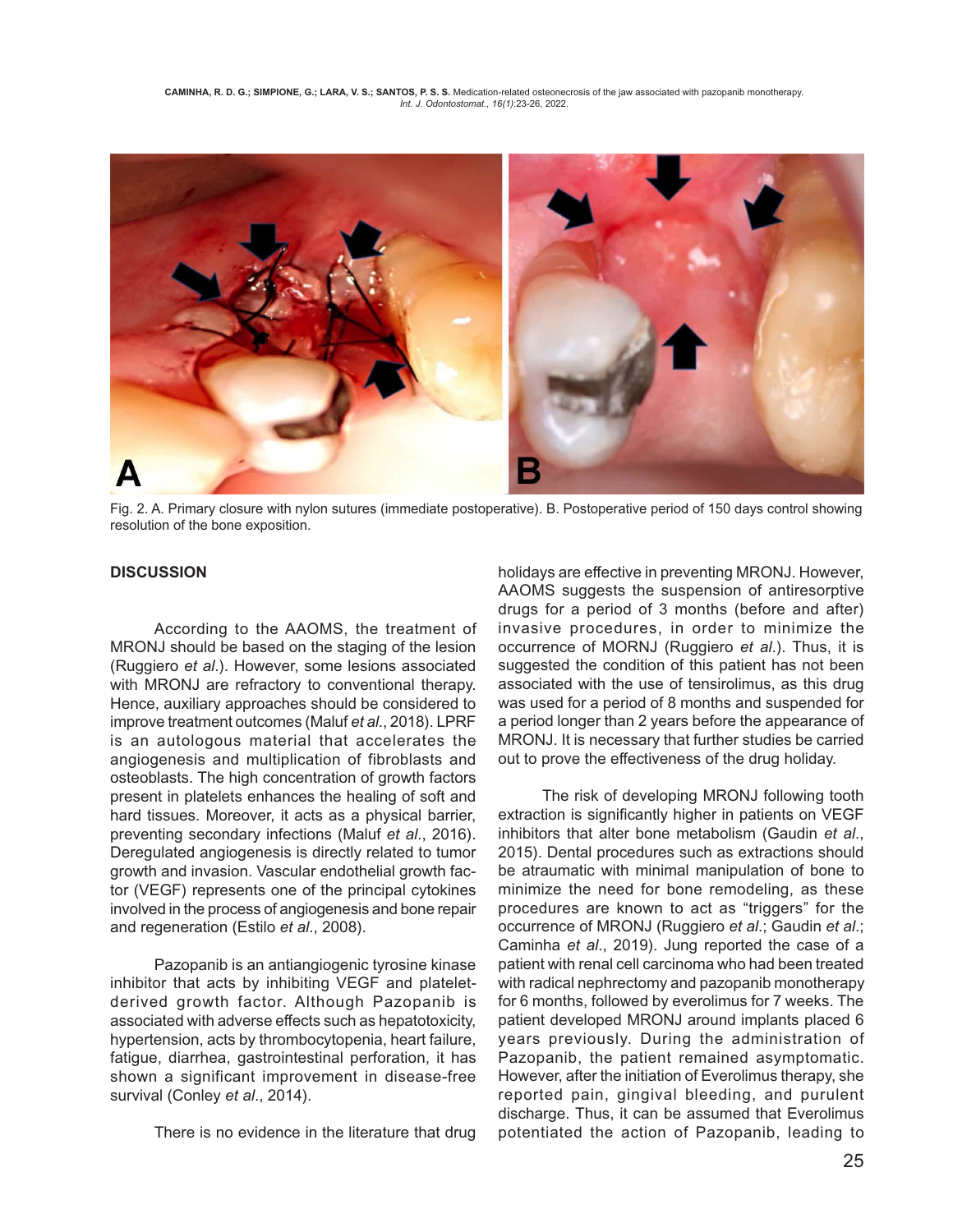Fig. 2. A. Primary closure with nylon sutures (immediate postoperative). B. Postoperative period of 150 days control showing resolution of the bone exposition.

## DISCUSSION

According to the AAOMS, the treatment of MRONJ should be based on the staging of the lesion (Ruggiero *et al*.). However, some lesions associated with MRONJ are refractory to conventional therapy. Hence, auxiliary approaches should be considered to improve treatment outcomes (Maluf *et al*., 2018). LPRF is an autologous material that accelerates the angiogenesis and multiplication of fibroblasts and osteoblasts. The high concentration of growth factors present in platelets enhances the healing of soft and hard tissues. Moreover, it acts as a physical barrier, preventing secondary infections (Maluf *et al*., 2016). Deregulated angiogenesis is directly related to tumor growth and invasion. Vascular endothelial growth factor (VEGF) represents one of the principal cytokines involved in the process of angiogenesis and bone repair and regeneration (Estilo *et al*., 2008).

Pazopanib is an antiangiogenic tyrosine kinase inhibitor that acts by inhibiting VEGF and platelet-derived growth factor. Although Pazopanib is associated with adverse effects such as hepatotoxicity, hypertension, acts by thrombocytopenia, heart failure, fatigue, diarrhea, gastrointestinal perforation, it has shown a significant improvement in disease-free survival (Conley *et al*., 2014).

There is no evidence in the literature that drug holidays are effective in preventing MRONJ. However, AAOMS suggests the suspension of antiresorptive drugs for a period of 3 months (before and after) invasive procedures, in order to minimize the occurrence of MORNJ (Ruggiero *et al*.). Thus, it is suggested the condition of this patient has not been associated with the use of tensirolimus, as this drug was used for a period of 8 months and suspended for a period longer than 2 years before the appearance of MRONJ. It is necessary that further studies be carried out to prove the effectiveness of the drug holiday.

The risk of developing MRONJ following tooth extraction is significantly higher in patients on VEGF inhibitors that alter bone metabolism (Gaudin *et al*., 2015). Dental procedures such as extractions should be atraumatic with minimal manipulation of bone to minimize the need for bone remodeling, as these procedures are known to act as "triggers" for the occurrence of MRONJ (Ruggiero *et al*.; Gaudin *et al*.; Caminha *et al*., 2019). Jung reported the case of a patient with renal cell carcinoma who had been treated with radical nephrectomy and pazopanib monotherapy for 6 months, followed by everolimus for 7 weeks. The patient developed MRONJ around implants placed 6 years previously. During the administration of Pazopanib, the patient remained asymptomatic. However, after the initiation of Everolimus therapy, she reported pain, gingival bleeding, and purulent discharge. Thus, it can be assumed that Everolimus potentiated the action of Pazopanib, leading to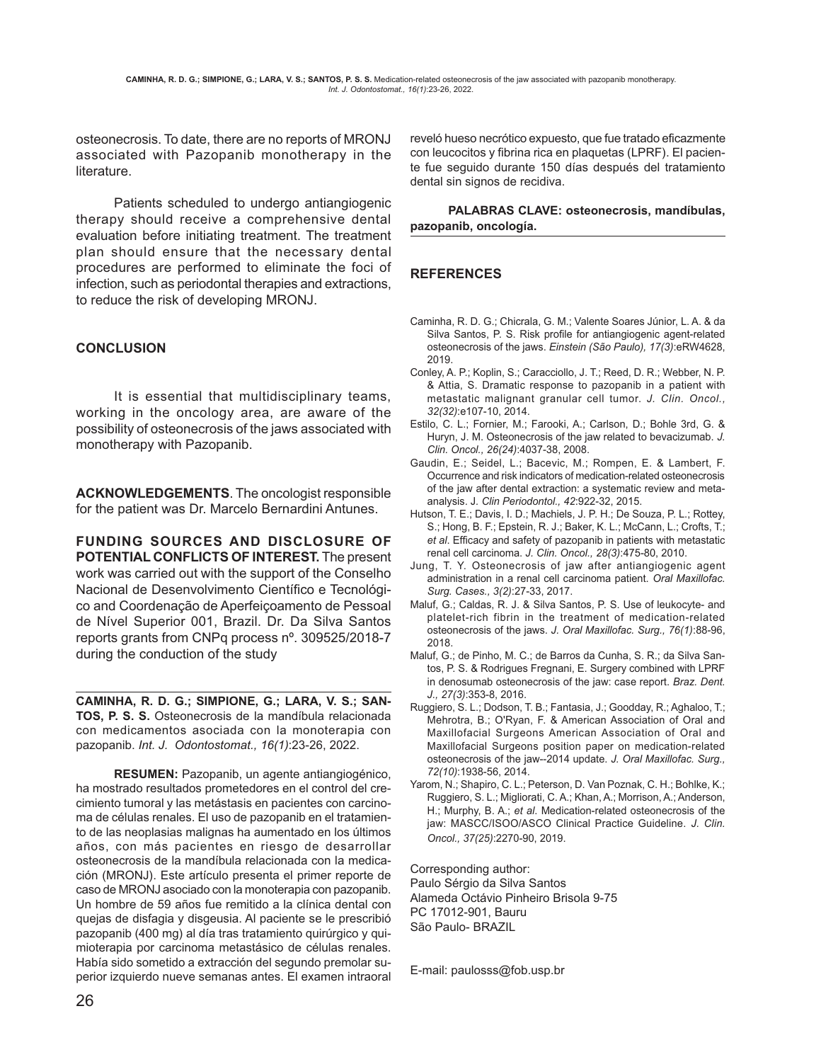osteonecrosis. To date, there are no reports of MRONJ associated with Pazopanib monotherapy in the literature.

Patients scheduled to undergo antiangiogenic therapy should receive a comprehensive dental evaluation before initiating treatment. The treatment plan should ensure that the necessary dental procedures are performed to eliminate the foci of infection, such as periodontal therapies and extractions, to reduce the risk of developing MRONJ.

## CONCLUSION

It is essential that multidisciplinary teams, working in the oncology area, are aware of the possibility of osteonecrosis of the jaws associated with monotherapy with Pazopanib.

**ACKNOWLEDGEMENTS**. The oncologist responsible for the patient was Dr. Marcelo Bernardini Antunes.

**FUNDING SOURCES AND DISCLOSURE OF POTENTIAL CONFLICTS OF INTEREST.** The present work was carried out with the support of the Conselho Nacional de Desenvolvimento Científico e Tecnológico and Coordenação de Aperfeiçoamento de Pessoal de Nível Superior 001, Brazil. Dr. Da Silva Santos reports grants from CNPq process nº. 309525/2018-7 during the conduction of the study

---

**CAMINHA, R. D. G.; SIMPIONE, G.; LARA, V. S.; SANTOS, P. S. S.** Osteonecrosis de la mandíbula relacionada con medicamentos asociada con la monoterapia con pazopanib. *Int. J. Odontostomat., 16(1)*:23-26, 2022.

**RESUMEN:** Pazopanib, un agente antiangiogénico, ha mostrado resultados prometedores en el control del crecimiento tumoral y las metástasis en pacientes con carcinoma de células renales. El uso de pazopanib en el tratamiento de las neoplasias malignas ha aumentado en los últimos años, con más pacientes en riesgo de desarrollar osteonecrosis de la mandíbula relacionada con la medicación (MRONJ). Este artículo presenta el primer reporte de caso de MRONJ asociado con la monoterapia con pazopanib. Un hombre de 59 años fue remitido a la clínica dental con quejas de disfagia y disgeusia. Al paciente se le prescribió pazopanib (400 mg) al día tras tratamiento quirúrgico y quimioterapia por carcinoma metastásico de células renales. Había sido sometido a extracción del segundo premolar superior izquierdo nueve semanas antes. El examen intraoral reveló hueso necrótico expuesto, que fue tratado eficazmente con leucocitos y fibrina rica en plaquetas (LPRF). El paciente fue seguido durante 150 días después del tratamiento dental sin signos de recidiva.

**PALABRAS CLAVE: osteonecrosis, mandíbulas, pazopanib, oncología.**

---

## REFERENCES

Caminha, R. D. G.; Chicrala, G. M.; Valente Soares Júnior, L. A. & da Silva Santos, P. S. Risk profile for antiangiogenic agent-related osteonecrosis of the jaws. *Einstein (São Paulo), 17(3)*:eRW4628, 2019.

Conley, A. P.; Koplin, S.; Caracciollo, J. T.; Reed, D. R.; Webber, N. P. & Attia, S. Dramatic response to pazopanib in a patient with metastatic malignant granular cell tumor. *J. Clin. Oncol., 32(32)*:e107-10, 2014.

Estilo, C. L.; Fornier, M.; Farooki, A.; Carlson, D.; Bohle 3rd, G. & Huryn, J. M. Osteonecrosis of the jaw related to bevacizumab. *J. Clin. Oncol., 26(24)*:4037-38, 2008.

Gaudin, E.; Seidel, L.; Bacevic, M.; Rompen, E. & Lambert, F. Occurrence and risk indicators of medication-related osteonecrosis of the jaw after dental extraction: a systematic review and meta-analysis. *J. Clin Periodontol., 42*:922-32, 2015.

Hutson, T. E.; Davis, I. D.; Machiels, J. P. H.; De Souza, P. L.; Rottey, S.; Hong, B. F.; Epstein, R. J.; Baker, K. L.; McCann, L.; Crofts, T.; *et al*. Efficacy and safety of pazopanib in patients with metastatic renal cell carcinoma. *J. Clin. Oncol., 28(3)*:475-80, 2010.

Jung, T. Y. Osteonecrosis of jaw after antiangiogenic agent administration in a renal cell carcinoma patient. *Oral Maxillofac. Surg. Cases., 3(2)*:27-33, 2017.

Maluf, G.; Caldas, R. J. & Silva Santos, P. S. Use of leukocyte- and platelet-rich fibrin in the treatment of medication-related osteonecrosis of the jaws. *J. Oral Maxillofac. Surg., 76(1)*:88-96, 2018.

Maluf, G.; de Pinho, M. C.; de Barros da Cunha, S. R.; da Silva Santos, P. S. & Rodrigues Fregnani, E. Surgery combined with LPRF in denosumab osteonecrosis of the jaw: case report. *Braz. Dent. J., 27(3)*:353-8, 2016.

Ruggiero, S. L.; Dodson, T. B.; Fantasia, J.; Goodday, R.; Aghaloo, T.; Mehrotra, B.; O'Ryan, F. & American Association of Oral and Maxillofacial Surgeons American Association of Oral and Maxillofacial Surgeons position paper on medication-related osteonecrosis of the jaw--2014 update. *J. Oral Maxillofac. Surg., 72(10)*:1938-56, 2014.

Yarom, N.; Shapiro, C. L.; Peterson, D. Van Poznak, C. H.; Bohlke, K.; Ruggiero, S. L.; Migliorati, C. A.; Khan, A.; Morrison, A.; Anderson, H.; Murphy, B. A.; *et al*. Medication-related osteonecrosis of the jaw: MASCC/ISOO/ASCO Clinical Practice Guideline. *J. Clin. Oncol., 37(25)*:2270-90, 2019.

Corresponding author:
Paulo Sérgio da Silva Santos
Alameda Octávio Pinheiro Brisola 9-75
PC 17012-901, Bauru
São Paulo- BRAZIL

E-mail: paulosss@fob.usp.br